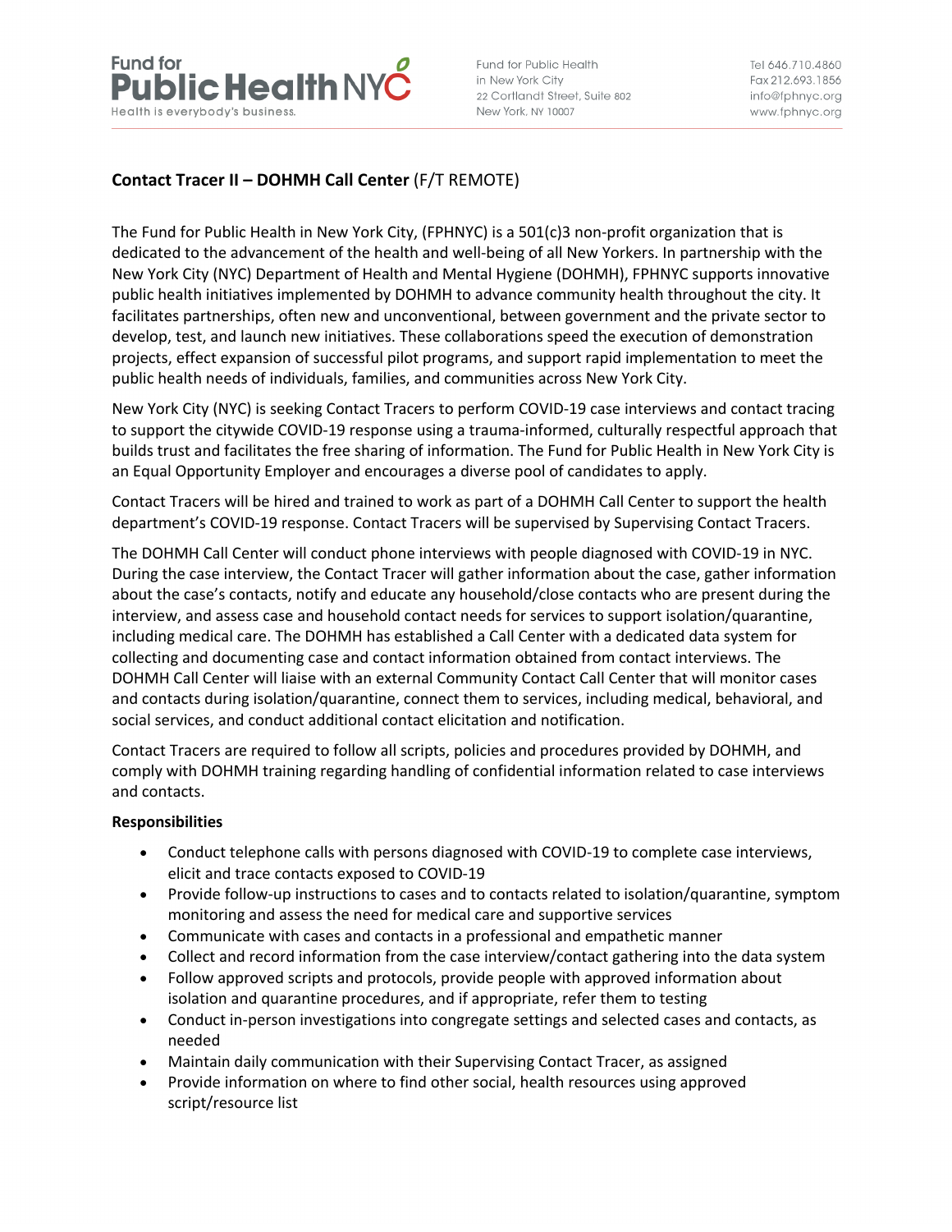Fund for Public Health NYC
Health is everybody's business.

Fund for Public Health
in New York City
22 Cortlandt Street, Suite 802
New York, NY 10007

Tel 646.710.4860
Fax 212.693.1856
info@fphnyc.org
www.fphnyc.org

## **Contact Tracer II – DOHMH Call Center** (F/T REMOTE)

The Fund for Public Health in New York City, (FPHNYC) is a 501(c)3 non-profit organization that is dedicated to the advancement of the health and well-being of all New Yorkers. In partnership with the New York City (NYC) Department of Health and Mental Hygiene (DOHMH), FPHNYC supports innovative public health initiatives implemented by DOHMH to advance community health throughout the city. It facilitates partnerships, often new and unconventional, between government and the private sector to develop, test, and launch new initiatives. These collaborations speed the execution of demonstration projects, effect expansion of successful pilot programs, and support rapid implementation to meet the public health needs of individuals, families, and communities across New York City.

New York City (NYC) is seeking Contact Tracers to perform COVID-19 case interviews and contact tracing to support the citywide COVID-19 response using a trauma-informed, culturally respectful approach that builds trust and facilitates the free sharing of information. The Fund for Public Health in New York City is an Equal Opportunity Employer and encourages a diverse pool of candidates to apply.

Contact Tracers will be hired and trained to work as part of a DOHMH Call Center to support the health department's COVID-19 response. Contact Tracers will be supervised by Supervising Contact Tracers.

The DOHMH Call Center will conduct phone interviews with people diagnosed with COVID-19 in NYC. During the case interview, the Contact Tracer will gather information about the case, gather information about the case's contacts, notify and educate any household/close contacts who are present during the interview, and assess case and household contact needs for services to support isolation/quarantine, including medical care. The DOHMH has established a Call Center with a dedicated data system for collecting and documenting case and contact information obtained from contact interviews. The DOHMH Call Center will liaise with an external Community Contact Call Center that will monitor cases and contacts during isolation/quarantine, connect them to services, including medical, behavioral, and social services, and conduct additional contact elicitation and notification.

Contact Tracers are required to follow all scripts, policies and procedures provided by DOHMH, and comply with DOHMH training regarding handling of confidential information related to case interviews and contacts.

**Responsibilities**

- Conduct telephone calls with persons diagnosed with COVID-19 to complete case interviews, elicit and trace contacts exposed to COVID-19
- Provide follow-up instructions to cases and to contacts related to isolation/quarantine, symptom monitoring and assess the need for medical care and supportive services
- Communicate with cases and contacts in a professional and empathetic manner
- Collect and record information from the case interview/contact gathering into the data system
- Follow approved scripts and protocols, provide people with approved information about isolation and quarantine procedures, and if appropriate, refer them to testing
- Conduct in-person investigations into congregate settings and selected cases and contacts, as needed
- Maintain daily communication with their Supervising Contact Tracer, as assigned
- Provide information on where to find other social, health resources using approved script/resource list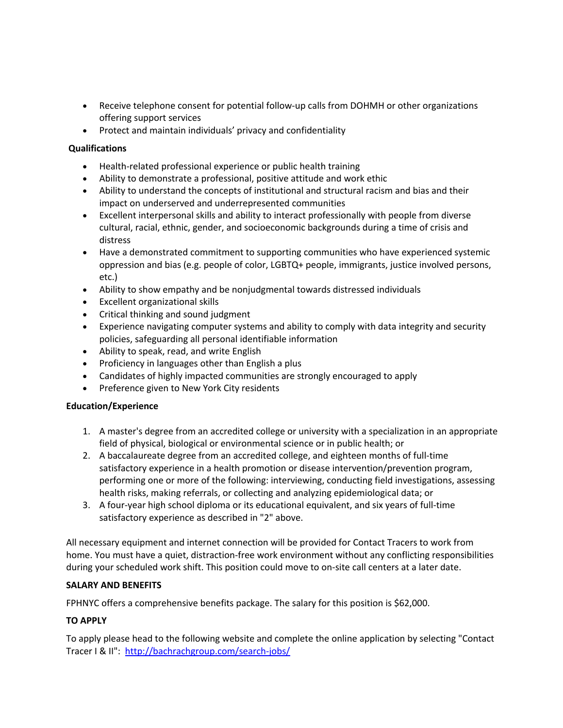- Receive telephone consent for potential follow-up calls from DOHMH or other organizations offering support services
- Protect and maintain individuals' privacy and confidentiality

**Qualifications**

- Health-related professional experience or public health training
- Ability to demonstrate a professional, positive attitude and work ethic
- Ability to understand the concepts of institutional and structural racism and bias and their impact on underserved and underrepresented communities
- Excellent interpersonal skills and ability to interact professionally with people from diverse cultural, racial, ethnic, gender, and socioeconomic backgrounds during a time of crisis and distress
- Have a demonstrated commitment to supporting communities who have experienced systemic oppression and bias (e.g. people of color, LGBTQ+ people, immigrants, justice involved persons, etc.)
- Ability to show empathy and be nonjudgmental towards distressed individuals
- Excellent organizational skills
- Critical thinking and sound judgment
- Experience navigating computer systems and ability to comply with data integrity and security policies, safeguarding all personal identifiable information
- Ability to speak, read, and write English
- Proficiency in languages other than English a plus
- Candidates of highly impacted communities are strongly encouraged to apply
- Preference given to New York City residents

**Education/Experience**

1. A master's degree from an accredited college or university with a specialization in an appropriate field of physical, biological or environmental science or in public health; or
2. A baccalaureate degree from an accredited college, and eighteen months of full-time satisfactory experience in a health promotion or disease intervention/prevention program, performing one or more of the following: interviewing, conducting field investigations, assessing health risks, making referrals, or collecting and analyzing epidemiological data; or
3. A four-year high school diploma or its educational equivalent, and six years of full-time satisfactory experience as described in "2" above.

All necessary equipment and internet connection will be provided for Contact Tracers to work from home. You must have a quiet, distraction-free work environment without any conflicting responsibilities during your scheduled work shift. This position could move to on-site call centers at a later date.

**SALARY AND BENEFITS**

FPHNYC offers a comprehensive benefits package. The salary for this position is $62,000.

**TO APPLY**

To apply please head to the following website and complete the online application by selecting "Contact Tracer I & II": http://bachrachgroup.com/search-jobs/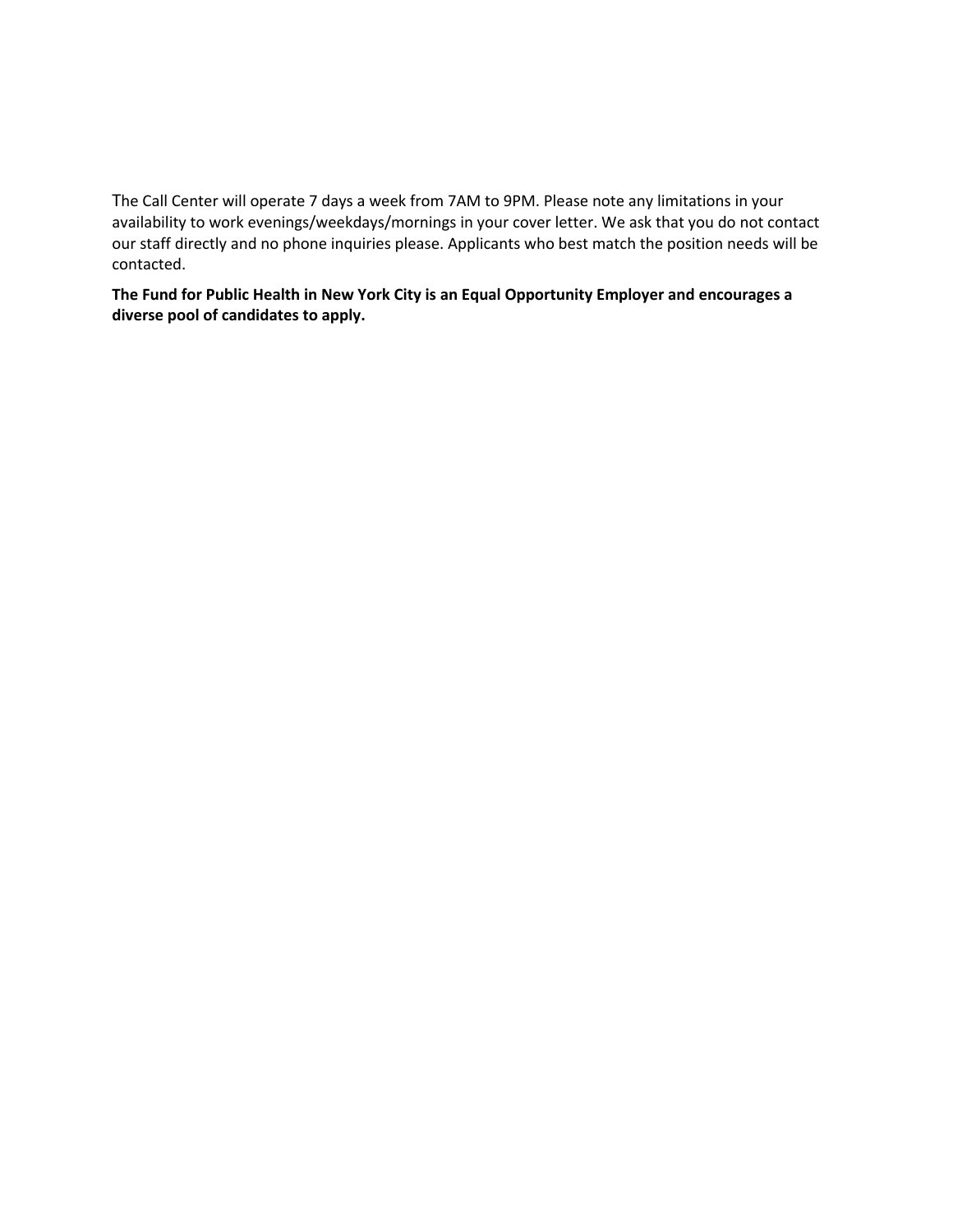The Call Center will operate 7 days a week from 7AM to 9PM. Please note any limitations in your availability to work evenings/weekdays/mornings in your cover letter. We ask that you do not contact our staff directly and no phone inquiries please. Applicants who best match the position needs will be contacted.

**The Fund for Public Health in New York City is an Equal Opportunity Employer and encourages a diverse pool of candidates to apply.**